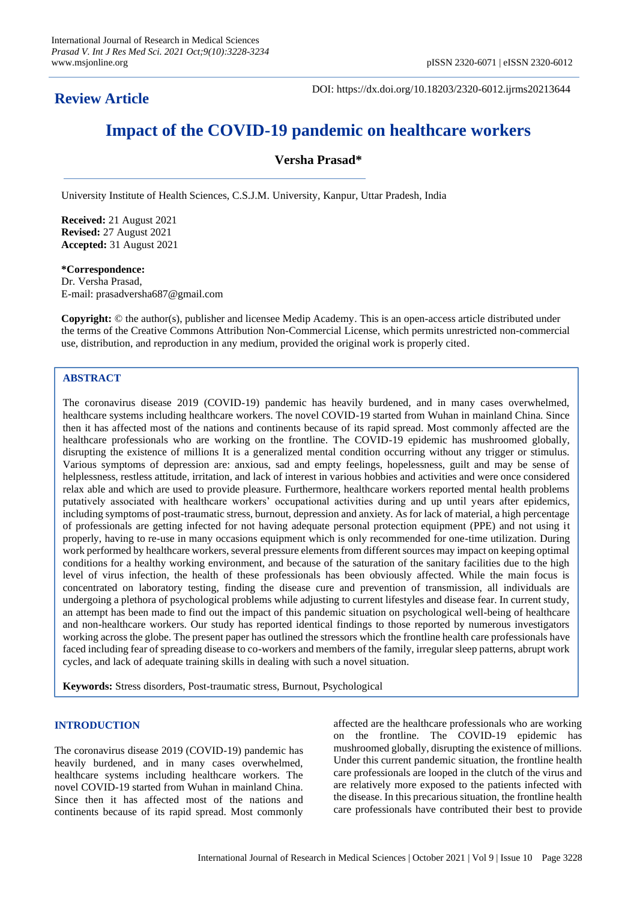# Review Article

DOI: https://dx.doi.org/10.18203/2320-6012.ijrms20213644

# Impact of the COVID-19 pandemic on healthcare workers

**Versha Prasad***

University Institute of Health Sciences, C.S.J.M. University, Kanpur, Uttar Pradesh, India

**Received:** 21 August 2021
**Revised:** 27 August 2021
**Accepted:** 31 August 2021

***Correspondence:**
Dr. Versha Prasad,
E-mail: prasadversha687@gmail.com

**Copyright:** © the author(s), publisher and licensee Medip Academy. This is an open-access article distributed under the terms of the Creative Commons Attribution Non-Commercial License, which permits unrestricted non-commercial use, distribution, and reproduction in any medium, provided the original work is properly cited.

## ABSTRACT

The coronavirus disease 2019 (COVID-19) pandemic has heavily burdened, and in many cases overwhelmed, healthcare systems including healthcare workers. The novel COVID-19 started from Wuhan in mainland China. Since then it has affected most of the nations and continents because of its rapid spread. Most commonly affected are the healthcare professionals who are working on the frontline. The COVID-19 epidemic has mushroomed globally, disrupting the existence of millions It is a generalized mental condition occurring without any trigger or stimulus. Various symptoms of depression are: anxious, sad and empty feelings, hopelessness, guilt and may be sense of helplessness, restless attitude, irritation, and lack of interest in various hobbies and activities and were once considered relax able and which are used to provide pleasure. Furthermore, healthcare workers reported mental health problems putatively associated with healthcare workers' occupational activities during and up until years after epidemics, including symptoms of post-traumatic stress, burnout, depression and anxiety. As for lack of material, a high percentage of professionals are getting infected for not having adequate personal protection equipment (PPE) and not using it properly, having to re-use in many occasions equipment which is only recommended for one-time utilization. During work performed by healthcare workers, several pressure elements from different sources may impact on keeping optimal conditions for a healthy working environment, and because of the saturation of the sanitary facilities due to the high level of virus infection, the health of these professionals has been obviously affected. While the main focus is concentrated on laboratory testing, finding the disease cure and prevention of transmission, all individuals are undergoing a plethora of psychological problems while adjusting to current lifestyles and disease fear. In current study, an attempt has been made to find out the impact of this pandemic situation on psychological well-being of healthcare and non-healthcare workers. Our study has reported identical findings to those reported by numerous investigators working across the globe. The present paper has outlined the stressors which the frontline health care professionals have faced including fear of spreading disease to co-workers and members of the family, irregular sleep patterns, abrupt work cycles, and lack of adequate training skills in dealing with such a novel situation.

**Keywords:** Stress disorders, Post-traumatic stress, Burnout, Psychological

## INTRODUCTION

The coronavirus disease 2019 (COVID-19) pandemic has heavily burdened, and in many cases overwhelmed, healthcare systems including healthcare workers. The novel COVID-19 started from Wuhan in mainland China. Since then it has affected most of the nations and continents because of its rapid spread. Most commonly affected are the healthcare professionals who are working on the frontline. The COVID-19 epidemic has mushroomed globally, disrupting the existence of millions. Under this current pandemic situation, the frontline health care professionals are looped in the clutch of the virus and are relatively more exposed to the patients infected with the disease. In this precarious situation, the frontline health care professionals have contributed their best to provide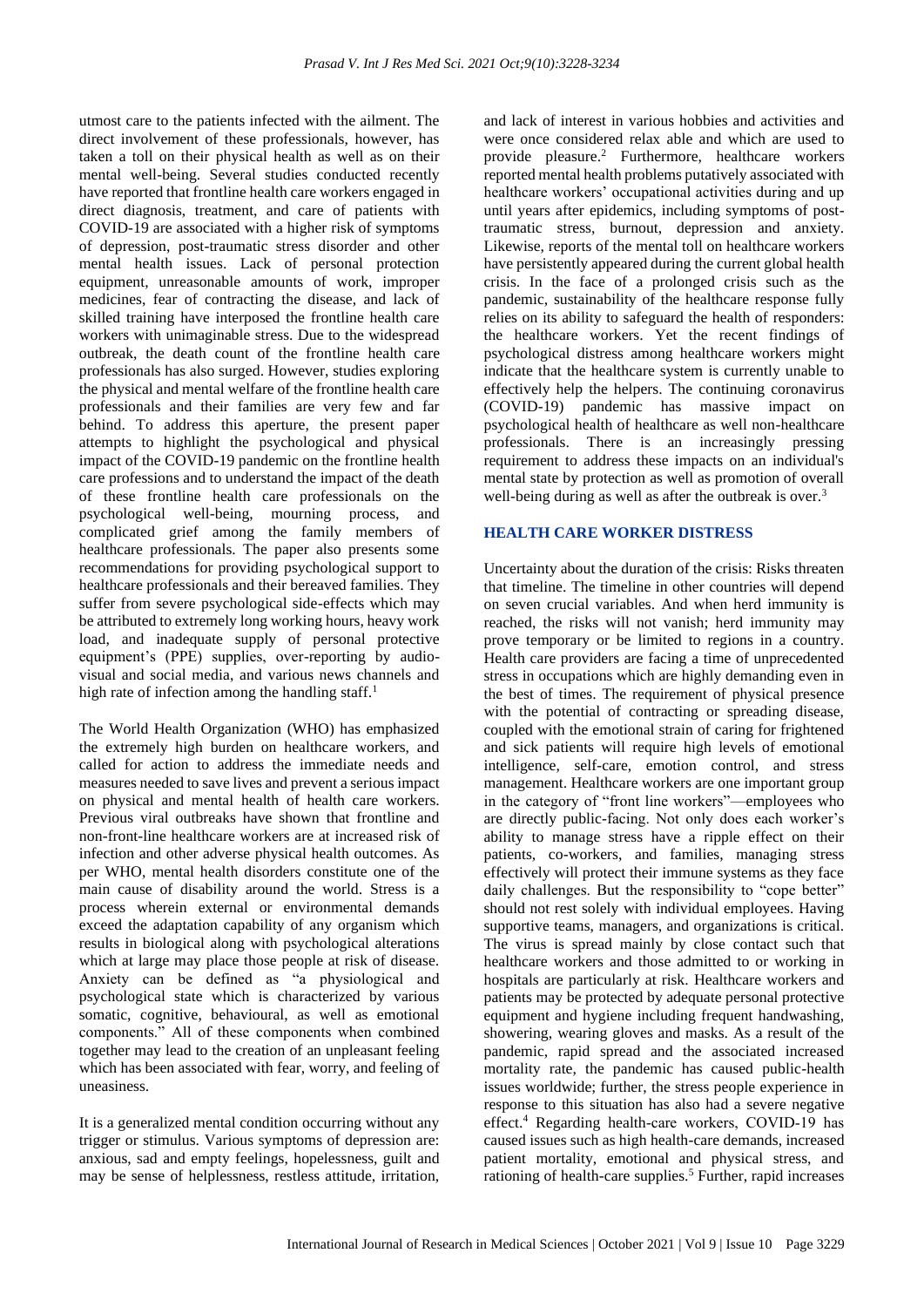utmost care to the patients infected with the ailment. The direct involvement of these professionals, however, has taken a toll on their physical health as well as on their mental well-being. Several studies conducted recently have reported that frontline health care workers engaged in direct diagnosis, treatment, and care of patients with COVID-19 are associated with a higher risk of symptoms of depression, post-traumatic stress disorder and other mental health issues. Lack of personal protection equipment, unreasonable amounts of work, improper medicines, fear of contracting the disease, and lack of skilled training have interposed the frontline health care workers with unimaginable stress. Due to the widespread outbreak, the death count of the frontline health care professionals has also surged. However, studies exploring the physical and mental welfare of the frontline health care professionals and their families are very few and far behind. To address this aperture, the present paper attempts to highlight the psychological and physical impact of the COVID-19 pandemic on the frontline health care professions and to understand the impact of the death of these frontline health care professionals on the psychological well-being, mourning process, and complicated grief among the family members of healthcare professionals. The paper also presents some recommendations for providing psychological support to healthcare professionals and their bereaved families. They suffer from severe psychological side-effects which may be attributed to extremely long working hours, heavy work load, and inadequate supply of personal protective equipment's (PPE) supplies, over-reporting by audio-visual and social media, and various news channels and high rate of infection among the handling staff.[1]

The World Health Organization (WHO) has emphasized the extremely high burden on healthcare workers, and called for action to address the immediate needs and measures needed to save lives and prevent a serious impact on physical and mental health of health care workers. Previous viral outbreaks have shown that frontline and non-front-line healthcare workers are at increased risk of infection and other adverse physical health outcomes. As per WHO, mental health disorders constitute one of the main cause of disability around the world. Stress is a process wherein external or environmental demands exceed the adaptation capability of any organism which results in biological along with psychological alterations which at large may place those people at risk of disease. Anxiety can be defined as "a physiological and psychological state which is characterized by various somatic, cognitive, behavioural, as well as emotional components." All of these components when combined together may lead to the creation of an unpleasant feeling which has been associated with fear, worry, and feeling of uneasiness.

It is a generalized mental condition occurring without any trigger or stimulus. Various symptoms of depression are: anxious, sad and empty feelings, hopelessness, guilt and may be sense of helplessness, restless attitude, irritation, and lack of interest in various hobbies and activities and were once considered relax able and which are used to provide pleasure.[2] Furthermore, healthcare workers reported mental health problems putatively associated with healthcare workers' occupational activities during and up until years after epidemics, including symptoms of post-traumatic stress, burnout, depression and anxiety. Likewise, reports of the mental toll on healthcare workers have persistently appeared during the current global health crisis. In the face of a prolonged crisis such as the pandemic, sustainability of the healthcare response fully relies on its ability to safeguard the health of responders: the healthcare workers. Yet the recent findings of psychological distress among healthcare workers might indicate that the healthcare system is currently unable to effectively help the helpers. The continuing coronavirus (COVID-19) pandemic has massive impact on psychological health of healthcare as well non-healthcare professionals. There is an increasingly pressing requirement to address these impacts on an individual's mental state by protection as well as promotion of overall well-being during as well as after the outbreak is over.[3]

## HEALTH CARE WORKER DISTRESS

Uncertainty about the duration of the crisis: Risks threaten that timeline. The timeline in other countries will depend on seven crucial variables. And when herd immunity is reached, the risks will not vanish; herd immunity may prove temporary or be limited to regions in a country. Health care providers are facing a time of unprecedented stress in occupations which are highly demanding even in the best of times. The requirement of physical presence with the potential of contracting or spreading disease, coupled with the emotional strain of caring for frightened and sick patients will require high levels of emotional intelligence, self-care, emotion control, and stress management. Healthcare workers are one important group in the category of "front line workers"—employees who are directly public-facing. Not only does each worker's ability to manage stress have a ripple effect on their patients, co-workers, and families, managing stress effectively will protect their immune systems as they face daily challenges. But the responsibility to "cope better" should not rest solely with individual employees. Having supportive teams, managers, and organizations is critical. The virus is spread mainly by close contact such that healthcare workers and those admitted to or working in hospitals are particularly at risk. Healthcare workers and patients may be protected by adequate personal protective equipment and hygiene including frequent handwashing, showering, wearing gloves and masks. As a result of the pandemic, rapid spread and the associated increased mortality rate, the pandemic has caused public-health issues worldwide; further, the stress people experience in response to this situation has also had a severe negative effect.[4] Regarding health-care workers, COVID-19 has caused issues such as high health-care demands, increased patient mortality, emotional and physical stress, and rationing of health-care supplies.[5] Further, rapid increases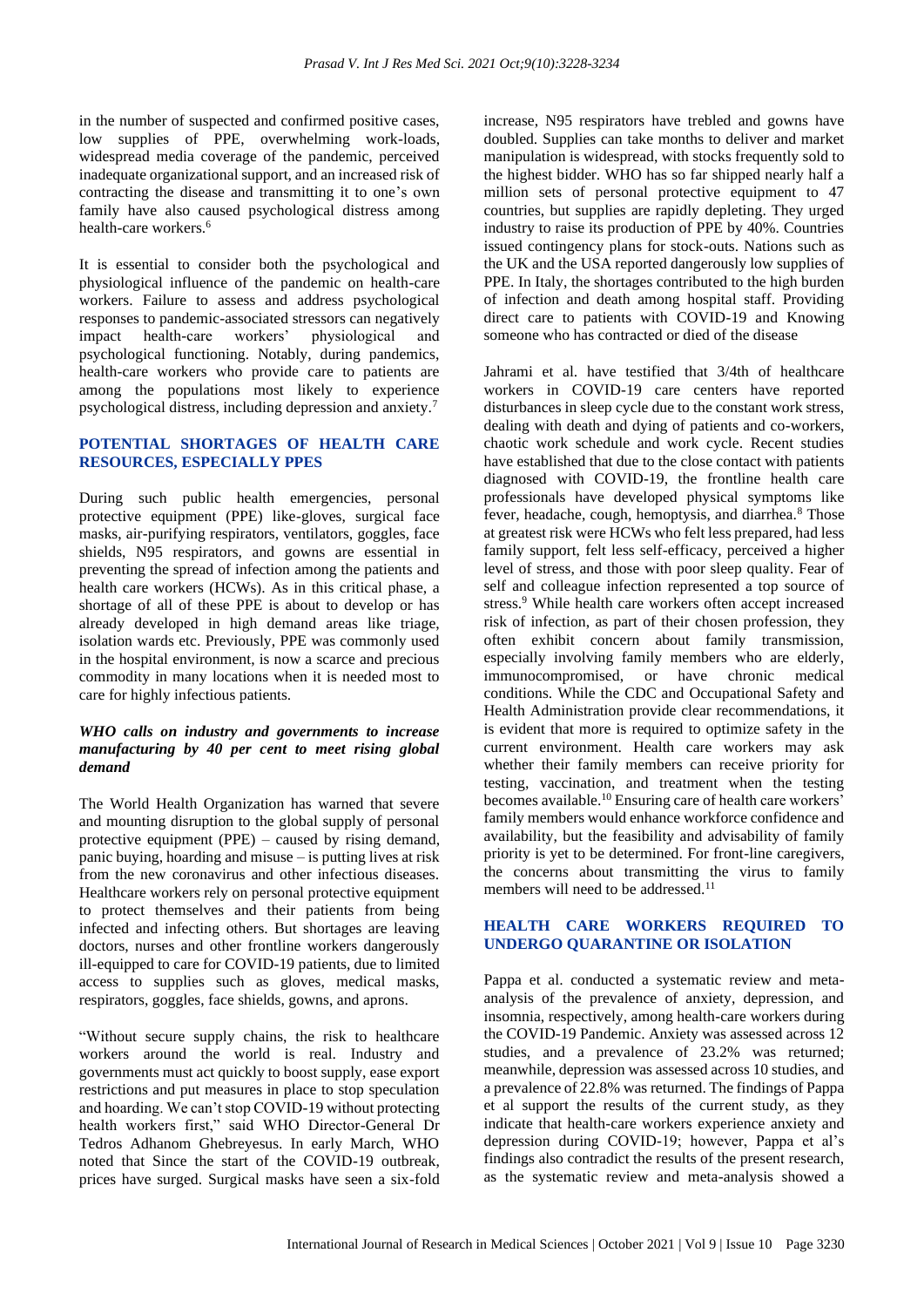in the number of suspected and confirmed positive cases, low supplies of PPE, overwhelming work-loads, widespread media coverage of the pandemic, perceived inadequate organizational support, and an increased risk of contracting the disease and transmitting it to one's own family have also caused psychological distress among health-care workers.[6]

It is essential to consider both the psychological and physiological influence of the pandemic on health-care workers. Failure to assess and address psychological responses to pandemic-associated stressors can negatively impact health-care workers' physiological and psychological functioning. Notably, during pandemics, health-care workers who provide care to patients are among the populations most likely to experience psychological distress, including depression and anxiety.[7]

## POTENTIAL SHORTAGES OF HEALTH CARE RESOURCES, ESPECIALLY PPES

During such public health emergencies, personal protective equipment (PPE) like-gloves, surgical face masks, air-purifying respirators, ventilators, goggles, face shields, N95 respirators, and gowns are essential in preventing the spread of infection among the patients and health care workers (HCWs). As in this critical phase, a shortage of all of these PPE is about to develop or has already developed in high demand areas like triage, isolation wards etc. Previously, PPE was commonly used in the hospital environment, is now a scarce and precious commodity in many locations when it is needed most to care for highly infectious patients.

### *WHO calls on industry and governments to increase manufacturing by 40 per cent to meet rising global demand*

The World Health Organization has warned that severe and mounting disruption to the global supply of personal protective equipment (PPE) – caused by rising demand, panic buying, hoarding and misuse – is putting lives at risk from the new coronavirus and other infectious diseases. Healthcare workers rely on personal protective equipment to protect themselves and their patients from being infected and infecting others. But shortages are leaving doctors, nurses and other frontline workers dangerously ill-equipped to care for COVID-19 patients, due to limited access to supplies such as gloves, medical masks, respirators, goggles, face shields, gowns, and aprons.

"Without secure supply chains, the risk to healthcare workers around the world is real. Industry and governments must act quickly to boost supply, ease export restrictions and put measures in place to stop speculation and hoarding. We can't stop COVID-19 without protecting health workers first," said WHO Director-General Dr Tedros Adhanom Ghebreyesus. In early March, WHO noted that Since the start of the COVID-19 outbreak, prices have surged. Surgical masks have seen a six-fold increase, N95 respirators have trebled and gowns have doubled. Supplies can take months to deliver and market manipulation is widespread, with stocks frequently sold to the highest bidder. WHO has so far shipped nearly half a million sets of personal protective equipment to 47 countries, but supplies are rapidly depleting. They urged industry to raise its production of PPE by 40%. Countries issued contingency plans for stock-outs. Nations such as the UK and the USA reported dangerously low supplies of PPE. In Italy, the shortages contributed to the high burden of infection and death among hospital staff. Providing direct care to patients with COVID-19 and Knowing someone who has contracted or died of the disease

Jahrami et al. have testified that 3/4th of healthcare workers in COVID-19 care centers have reported disturbances in sleep cycle due to the constant work stress, dealing with death and dying of patients and co-workers, chaotic work schedule and work cycle. Recent studies have established that due to the close contact with patients diagnosed with COVID-19, the frontline health care professionals have developed physical symptoms like fever, headache, cough, hemoptysis, and diarrhea.[8] Those at greatest risk were HCWs who felt less prepared, had less family support, felt less self-efficacy, perceived a higher level of stress, and those with poor sleep quality. Fear of self and colleague infection represented a top source of stress.[9] While health care workers often accept increased risk of infection, as part of their chosen profession, they often exhibit concern about family transmission, especially involving family members who are elderly, immunocompromised, or have chronic medical conditions. While the CDC and Occupational Safety and Health Administration provide clear recommendations, it is evident that more is required to optimize safety in the current environment. Health care workers may ask whether their family members can receive priority for testing, vaccination, and treatment when the testing becomes available.[10] Ensuring care of health care workers' family members would enhance workforce confidence and availability, but the feasibility and advisability of family priority is yet to be determined. For front-line caregivers, the concerns about transmitting the virus to family members will need to be addressed.[11]

## HEALTH CARE WORKERS REQUIRED TO UNDERGO QUARANTINE OR ISOLATION

Pappa et al. conducted a systematic review and meta-analysis of the prevalence of anxiety, depression, and insomnia, respectively, among health-care workers during the COVID-19 Pandemic. Anxiety was assessed across 12 studies, and a prevalence of 23.2% was returned; meanwhile, depression was assessed across 10 studies, and a prevalence of 22.8% was returned. The findings of Pappa et al support the results of the current study, as they indicate that health-care workers experience anxiety and depression during COVID-19; however, Pappa et al's findings also contradict the results of the present research, as the systematic review and meta-analysis showed a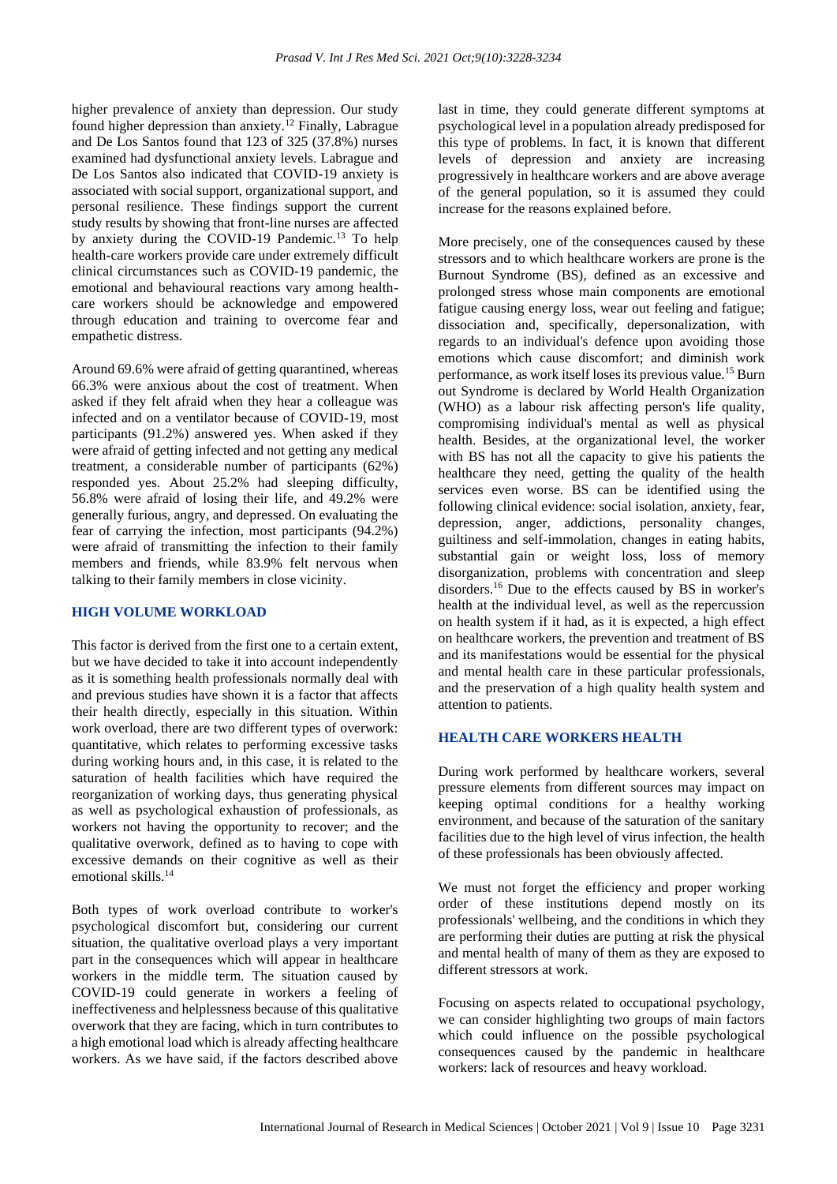higher prevalence of anxiety than depression. Our study found higher depression than anxiety.[12] Finally, Labrague and De Los Santos found that 123 of 325 (37.8%) nurses examined had dysfunctional anxiety levels. Labrague and De Los Santos also indicated that COVID-19 anxiety is associated with social support, organizational support, and personal resilience. These findings support the current study results by showing that front-line nurses are affected by anxiety during the COVID-19 Pandemic.[13] To help health-care workers provide care under extremely difficult clinical circumstances such as COVID-19 pandemic, the emotional and behavioural reactions vary among health-care workers should be acknowledge and empowered through education and training to overcome fear and empathetic distress.

Around 69.6% were afraid of getting quarantined, whereas 66.3% were anxious about the cost of treatment. When asked if they felt afraid when they hear a colleague was infected and on a ventilator because of COVID-19, most participants (91.2%) answered yes. When asked if they were afraid of getting infected and not getting any medical treatment, a considerable number of participants (62%) responded yes. About 25.2% had sleeping difficulty, 56.8% were afraid of losing their life, and 49.2% were generally furious, angry, and depressed. On evaluating the fear of carrying the infection, most participants (94.2%) were afraid of transmitting the infection to their family members and friends, while 83.9% felt nervous when talking to their family members in close vicinity.

## HIGH VOLUME WORKLOAD

This factor is derived from the first one to a certain extent, but we have decided to take it into account independently as it is something health professionals normally deal with and previous studies have shown it is a factor that affects their health directly, especially in this situation. Within work overload, there are two different types of overwork: quantitative, which relates to performing excessive tasks during working hours and, in this case, it is related to the saturation of health facilities which have required the reorganization of working days, thus generating physical as well as psychological exhaustion of professionals, as workers not having the opportunity to recover; and the qualitative overwork, defined as to having to cope with excessive demands on their cognitive as well as their emotional skills.[14]

Both types of work overload contribute to worker's psychological discomfort but, considering our current situation, the qualitative overload plays a very important part in the consequences which will appear in healthcare workers in the middle term. The situation caused by COVID-19 could generate in workers a feeling of ineffectiveness and helplessness because of this qualitative overwork that they are facing, which in turn contributes to a high emotional load which is already affecting healthcare workers. As we have said, if the factors described above last in time, they could generate different symptoms at psychological level in a population already predisposed for this type of problems. In fact, it is known that different levels of depression and anxiety are increasing progressively in healthcare workers and are above average of the general population, so it is assumed they could increase for the reasons explained before.

More precisely, one of the consequences caused by these stressors and to which healthcare workers are prone is the Burnout Syndrome (BS), defined as an excessive and prolonged stress whose main components are emotional fatigue causing energy loss, wear out feeling and fatigue; dissociation and, specifically, depersonalization, with regards to an individual's defence upon avoiding those emotions which cause discomfort; and diminish work performance, as work itself loses its previous value.[15] Burn out Syndrome is declared by World Health Organization (WHO) as a labour risk affecting person's life quality, compromising individual's mental as well as physical health. Besides, at the organizational level, the worker with BS has not all the capacity to give his patients the healthcare they need, getting the quality of the health services even worse. BS can be identified using the following clinical evidence: social isolation, anxiety, fear, depression, anger, addictions, personality changes, guiltiness and self-immolation, changes in eating habits, substantial gain or weight loss, loss of memory disorganization, problems with concentration and sleep disorders.[16] Due to the effects caused by BS in worker's health at the individual level, as well as the repercussion on health system if it had, as it is expected, a high effect on healthcare workers, the prevention and treatment of BS and its manifestations would be essential for the physical and mental health care in these particular professionals, and the preservation of a high quality health system and attention to patients.

## HEALTH CARE WORKERS HEALTH

During work performed by healthcare workers, several pressure elements from different sources may impact on keeping optimal conditions for a healthy working environment, and because of the saturation of the sanitary facilities due to the high level of virus infection, the health of these professionals has been obviously affected.

We must not forget the efficiency and proper working order of these institutions depend mostly on its professionals' wellbeing, and the conditions in which they are performing their duties are putting at risk the physical and mental health of many of them as they are exposed to different stressors at work.

Focusing on aspects related to occupational psychology, we can consider highlighting two groups of main factors which could influence on the possible psychological consequences caused by the pandemic in healthcare workers: lack of resources and heavy workload.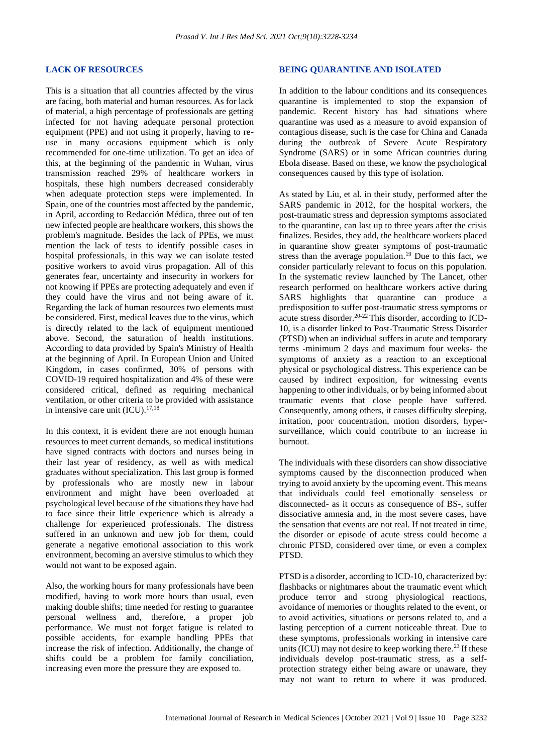## LACK OF RESOURCES

This is a situation that all countries affected by the virus are facing, both material and human resources. As for lack of material, a high percentage of professionals are getting infected for not having adequate personal protection equipment (PPE) and not using it properly, having to re-use in many occasions equipment which is only recommended for one-time utilization. To get an idea of this, at the beginning of the pandemic in Wuhan, virus transmission reached 29% of healthcare workers in hospitals, these high numbers decreased considerably when adequate protection steps were implemented. In Spain, one of the countries most affected by the pandemic, in April, according to Redacción Médica, three out of ten new infected people are healthcare workers, this shows the problem's magnitude. Besides the lack of PPEs, we must mention the lack of tests to identify possible cases in hospital professionals, in this way we can isolate tested positive workers to avoid virus propagation. All of this generates fear, uncertainty and insecurity in workers for not knowing if PPEs are protecting adequately and even if they could have the virus and not being aware of it. Regarding the lack of human resources two elements must be considered. First, medical leaves due to the virus, which is directly related to the lack of equipment mentioned above. Second, the saturation of health institutions. According to data provided by Spain's Ministry of Health at the beginning of April. In European Union and United Kingdom, in cases confirmed, 30% of persons with COVID-19 required hospitalization and 4% of these were considered critical, defined as requiring mechanical ventilation, or other criteria to be provided with assistance in intensive care unit (ICU).[17,18]

In this context, it is evident there are not enough human resources to meet current demands, so medical institutions have signed contracts with doctors and nurses being in their last year of residency, as well as with medical graduates without specialization. This last group is formed by professionals who are mostly new in labour environment and might have been overloaded at psychological level because of the situations they have had to face since their little experience which is already a challenge for experienced professionals. The distress suffered in an unknown and new job for them, could generate a negative emotional association to this work environment, becoming an aversive stimulus to which they would not want to be exposed again.

Also, the working hours for many professionals have been modified, having to work more hours than usual, even making double shifts; time needed for resting to guarantee personal wellness and, therefore, a proper job performance. We must not forget fatigue is related to possible accidents, for example handling PPEs that increase the risk of infection. Additionally, the change of shifts could be a problem for family conciliation, increasing even more the pressure they are exposed to.

## BEING QUARANTINE AND ISOLATED

In addition to the labour conditions and its consequences quarantine is implemented to stop the expansion of pandemic. Recent history has had situations where quarantine was used as a measure to avoid expansion of contagious disease, such is the case for China and Canada during the outbreak of Severe Acute Respiratory Syndrome (SARS) or in some African countries during Ebola disease. Based on these, we know the psychological consequences caused by this type of isolation.

As stated by Liu, et al. in their study, performed after the SARS pandemic in 2012, for the hospital workers, the post-traumatic stress and depression symptoms associated to the quarantine, can last up to three years after the crisis finalizes. Besides, they add, the healthcare workers placed in quarantine show greater symptoms of post-traumatic stress than the average population.[19] Due to this fact, we consider particularly relevant to focus on this population. In the systematic review launched by The Lancet, other research performed on healthcare workers active during SARS highlights that quarantine can produce a predisposition to suffer post-traumatic stress symptoms or acute stress disorder.[20-22] This disorder, according to ICD-10, is a disorder linked to Post-Traumatic Stress Disorder (PTSD) when an individual suffers in acute and temporary terms -minimum 2 days and maximum four weeks- the symptoms of anxiety as a reaction to an exceptional physical or psychological distress. This experience can be caused by indirect exposition, for witnessing events happening to other individuals, or by being informed about traumatic events that close people have suffered. Consequently, among others, it causes difficulty sleeping, irritation, poor concentration, motion disorders, hyper-surveillance, which could contribute to an increase in burnout.

The individuals with these disorders can show dissociative symptoms caused by the disconnection produced when trying to avoid anxiety by the upcoming event. This means that individuals could feel emotionally senseless or disconnected- as it occurs as consequence of BS-, suffer dissociative amnesia and, in the most severe cases, have the sensation that events are not real. If not treated in time, the disorder or episode of acute stress could become a chronic PTSD, considered over time, or even a complex PTSD.

PTSD is a disorder, according to ICD-10, characterized by: flashbacks or nightmares about the traumatic event which produce terror and strong physiological reactions, avoidance of memories or thoughts related to the event, or to avoid activities, situations or persons related to, and a lasting perception of a current noticeable threat. Due to these symptoms, professionals working in intensive care units (ICU) may not desire to keep working there.[23] If these individuals develop post-traumatic stress, as a self-protection strategy either being aware or unaware, they may not want to return to where it was produced.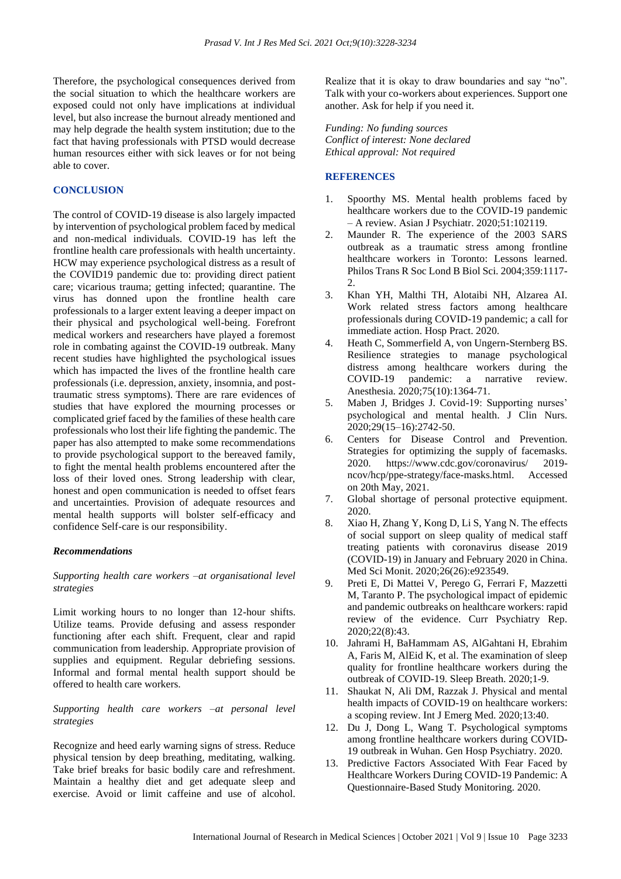Therefore, the psychological consequences derived from the social situation to which the healthcare workers are exposed could not only have implications at individual level, but also increase the burnout already mentioned and may help degrade the health system institution; due to the fact that having professionals with PTSD would decrease human resources either with sick leaves or for not being able to cover.

## CONCLUSION

The control of COVID-19 disease is also largely impacted by intervention of psychological problem faced by medical and non-medical individuals. COVID-19 has left the frontline health care professionals with health uncertainity. HCW may experience psychological distress as a result of the COVID19 pandemic due to: providing direct patient care; vicarious trauma; getting infected; quarantine. The virus has donned upon the frontline health care professionals to a larger extent leaving a deeper impact on their physical and psychological well-being. Forefront medical workers and researchers have played a foremost role in combating against the COVID-19 outbreak. Many recent studies have highlighted the psychological issues which has impacted the lives of the frontline health care professionals (i.e. depression, anxiety, insomnia, and post-traumatic stress symptoms). There are rare evidences of studies that have explored the mourning processes or complicated grief faced by the families of these health care professionals who lost their life fighting the pandemic. The paper has also attempted to make some recommendations to provide psychological support to the bereaved family, to fight the mental health problems encountered after the loss of their loved ones. Strong leadership with clear, honest and open communication is needed to offset fears and uncertainties. Provision of adequate resources and mental health supports will bolster self-efficacy and confidence Self-care is our responsibility.

### *Recommendations*

*Supporting health care workers –at organisational level strategies*

Limit working hours to no longer than 12-hour shifts. Utilize teams. Provide defusing and assess responder functioning after each shift. Frequent, clear and rapid communication from leadership. Appropriate provision of supplies and equipment. Regular debriefing sessions. Informal and formal mental health support should be offered to health care workers.

*Supporting health care workers –at personal level strategies*

Recognize and heed early warning signs of stress. Reduce physical tension by deep breathing, meditating, walking. Take brief breaks for basic bodily care and refreshment. Maintain a healthy diet and get adequate sleep and exercise. Avoid or limit caffeine and use of alcohol. Realize that it is okay to draw boundaries and say "no". Talk with your co-workers about experiences. Support one another. Ask for help if you need it.

*Funding: No funding sources*
*Conflict of interest: None declared*
*Ethical approval: Not required*

## REFERENCES

1. Spoorthy MS. Mental health problems faced by healthcare workers due to the COVID-19 pandemic – A review. Asian J Psychiatr. 2020;51:102119.
2. Maunder R. The experience of the 2003 SARS outbreak as a traumatic stress among frontline healthcare workers in Toronto: Lessons learned. Philos Trans R Soc Lond B Biol Sci. 2004;359:1117-2.
3. Khan YH, Malthi TH, Alotaibi NH, Alzarea AI. Work related stress factors among healthcare professionals during COVID-19 pandemic; a call for immediate action. Hosp Pract. 2020.
4. Heath C, Sommerfield A, von Ungern-Sternberg BS. Resilience strategies to manage psychological distress among healthcare workers during the COVID-19 pandemic: a narrative review. Anesthesia. 2020;75(10):1364-71.
5. Maben J, Bridges J. Covid-19: Supporting nurses' psychological and mental health. J Clin Nurs. 2020;29(15–16):2742-50.
6. Centers for Disease Control and Prevention. Strategies for optimizing the supply of facemasks. 2020. https://www.cdc.gov/coronavirus/ 2019-ncov/hcp/ppe-strategy/face-masks.html. Accessed on 20th May, 2021.
7. Global shortage of personal protective equipment. 2020.
8. Xiao H, Zhang Y, Kong D, Li S, Yang N. The effects of social support on sleep quality of medical staff treating patients with coronavirus disease 2019 (COVID-19) in January and February 2020 in China. Med Sci Monit. 2020;26(26):e923549.
9. Preti E, Di Mattei V, Perego G, Ferrari F, Mazzetti M, Taranto P. The psychological impact of epidemic and pandemic outbreaks on healthcare workers: rapid review of the evidence. Curr Psychiatry Rep. 2020;22(8):43.
10. Jahrami H, BaHammam AS, AlGahtani H, Ebrahim A, Faris M, AlEid K, et al. The examination of sleep quality for frontline healthcare workers during the outbreak of COVID-19. Sleep Breath. 2020;1-9.
11. Shaukat N, Ali DM, Razzak J. Physical and mental health impacts of COVID-19 on healthcare workers: a scoping review. Int J Emerg Med. 2020;13:40.
12. Du J, Dong L, Wang T. Psychological symptoms among frontline healthcare workers during COVID-19 outbreak in Wuhan. Gen Hosp Psychiatry. 2020.
13. Predictive Factors Associated With Fear Faced by Healthcare Workers During COVID-19 Pandemic: A Questionnaire-Based Study Monitoring. 2020.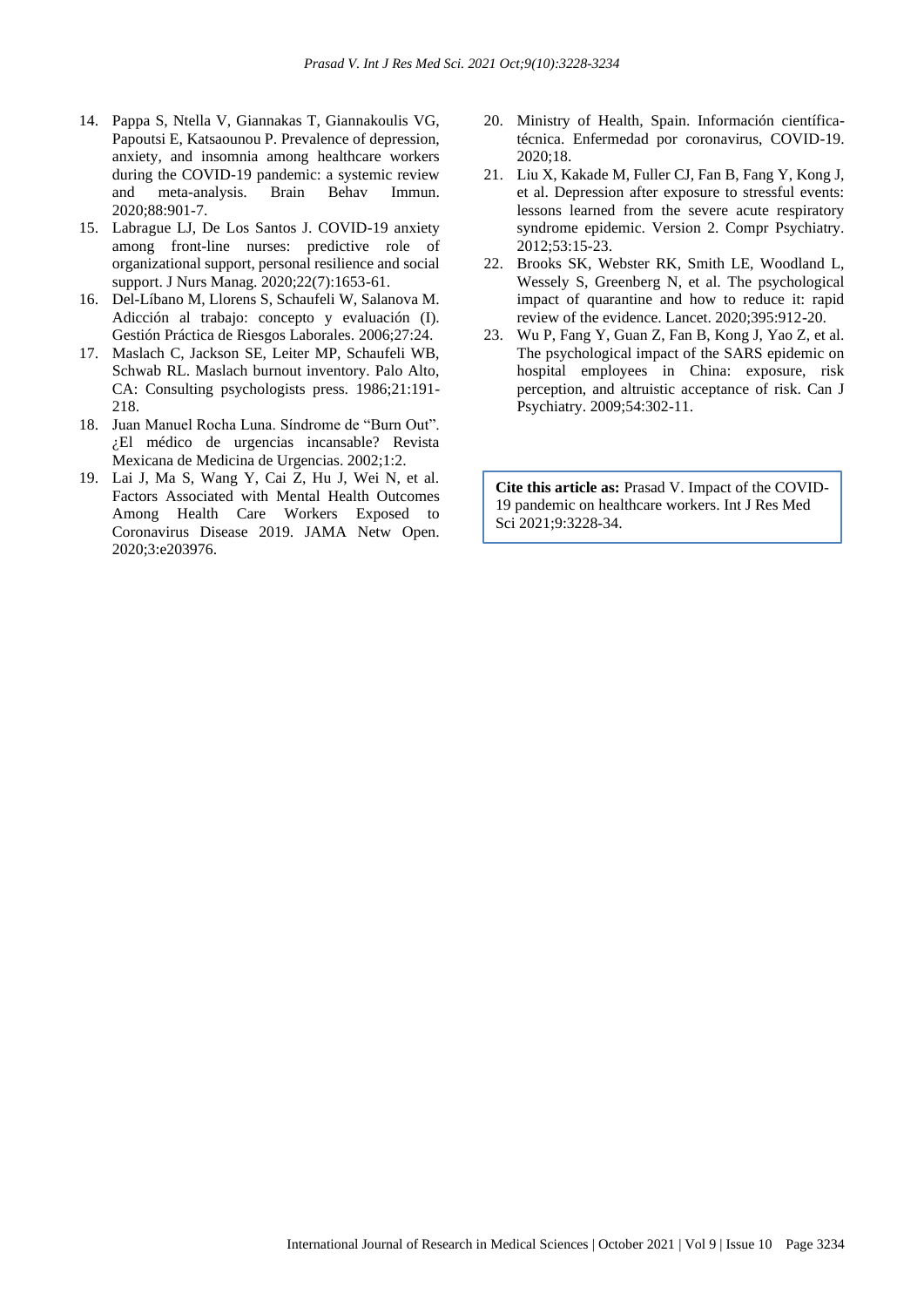14. Pappa S, Ntella V, Giannakas T, Giannakoulis VG, Papoutsi E, Katsaounou P. Prevalence of depression, anxiety, and insomnia among healthcare workers during the COVID-19 pandemic: a systemic review and meta-analysis. Brain Behav Immun. 2020;88:901-7.
15. Labrague LJ, De Los Santos J. COVID-19 anxiety among front-line nurses: predictive role of organizational support, personal resilience and social support. J Nurs Manag. 2020;22(7):1653-61.
16. Del-Líbano M, Llorens S, Schaufeli W, Salanova M. Adicción al trabajo: concepto y evaluación (I). Gestión Práctica de Riesgos Laborales. 2006;27:24.
17. Maslach C, Jackson SE, Leiter MP, Schaufeli WB, Schwab RL. Maslach burnout inventory. Palo Alto, CA: Consulting psychologists press. 1986;21:191-218.
18. Juan Manuel Rocha Luna. Síndrome de "Burn Out". ¿El médico de urgencias incansable? Revista Mexicana de Medicina de Urgencias. 2002;1:2.
19. Lai J, Ma S, Wang Y, Cai Z, Hu J, Wei N, et al. Factors Associated with Mental Health Outcomes Among Health Care Workers Exposed to Coronavirus Disease 2019. JAMA Netw Open. 2020;3:e203976.
20. Ministry of Health, Spain. Información científica-técnica. Enfermedad por coronavirus, COVID-19. 2020;18.
21. Liu X, Kakade M, Fuller CJ, Fan B, Fang Y, Kong J, et al. Depression after exposure to stressful events: lessons learned from the severe acute respiratory syndrome epidemic. Version 2. Compr Psychiatry. 2012;53:15-23.
22. Brooks SK, Webster RK, Smith LE, Woodland L, Wessely S, Greenberg N, et al. The psychological impact of quarantine and how to reduce it: rapid review of the evidence. Lancet. 2020;395:912-20.
23. Wu P, Fang Y, Guan Z, Fan B, Kong J, Yao Z, et al. The psychological impact of the SARS epidemic on hospital employees in China: exposure, risk perception, and altruistic acceptance of risk. Can J Psychiatry. 2009;54:302-11.

**Cite this article as:** Prasad V. Impact of the COVID-19 pandemic on healthcare workers. Int J Res Med Sci 2021;9:3228-34.